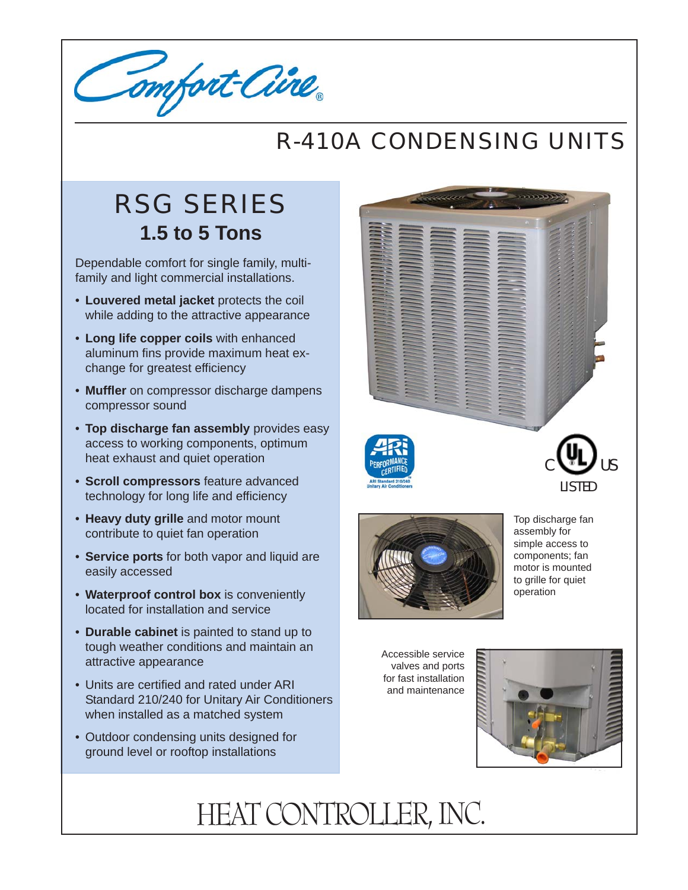Comfort-Aire®

# R-410A CONDENSING UNITS

## RSG SERIES
### 1.5 to 5 Tons

Dependable comfort for single family, multi-family and light commercial installations.

- **Louvered metal jacket** protects the coil while adding to the attractive appearance
- **Long life copper coils** with enhanced aluminum fins provide maximum heat exchange for greatest efficiency
- **Muffler** on compressor discharge dampens compressor sound
- **Top discharge fan assembly** provides easy access to working components, optimum heat exhaust and quiet operation
- **Scroll compressors** feature advanced technology for long life and efficiency
- **Heavy duty grille** and motor mount contribute to quiet fan operation
- **Service ports** for both vapor and liquid are easily accessed
- **Waterproof control box** is conveniently located for installation and service
- **Durable cabinet** is painted to stand up to tough weather conditions and maintain an attractive appearance
- Units are certified and rated under ARI Standard 210/240 for Unitary Air Conditioners when installed as a matched system
- Outdoor condensing units designed for ground level or rooftop installations

ARI PERFORMANCE CERTIFIED – ARI Standard 210/240 Unitary Air Conditioners

C UL US LISTED

Top discharge fan assembly for simple access to components; fan motor is mounted to grille for quiet operation

Accessible service valves and ports for fast installation and maintenance

HEAT CONTROLLER, INC.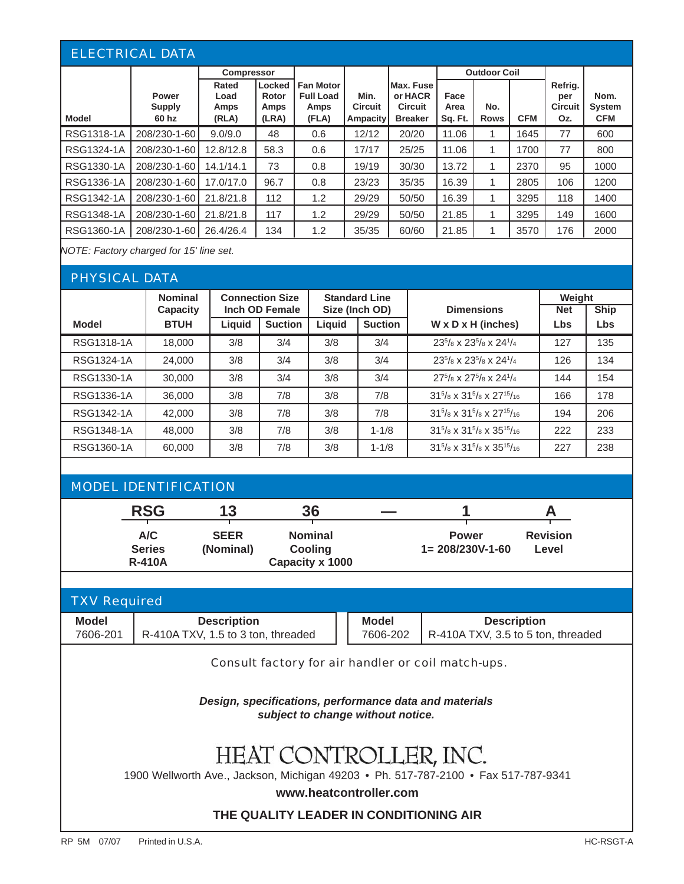## ELECTRICAL DATA

| Model | Power Supply 60 hz | Compressor | | Fan Motor Full Load Amps (FLA) | Min. Circuit Ampacity | Max. Fuse or HACR Circuit Breaker | Outdoor Coil | | | Refrig. per Circuit Oz. | Nom. System CFM |
|---|---|---|---|---|---|---|---|---|---|---|---|
| | | Rated Load Amps (RLA) | Locked Rotor Amps (LRA) | | | | Face Area Sq. Ft. | No. Rows | CFM | | |
| RSG1318-1A | 208/230-1-60 | 9.0/9.0 | 48 | 0.6 | 12/12 | 20/20 | 11.06 | 1 | 1645 | 77 | 600 |
| RSG1324-1A | 208/230-1-60 | 12.8/12.8 | 58.3 | 0.6 | 17/17 | 25/25 | 11.06 | 1 | 1700 | 77 | 800 |
| RSG1330-1A | 208/230-1-60 | 14.1/14.1 | 73 | 0.8 | 19/19 | 30/30 | 13.72 | 1 | 2370 | 95 | 1000 |
| RSG1336-1A | 208/230-1-60 | 17.0/17.0 | 96.7 | 0.8 | 23/23 | 35/35 | 16.39 | 1 | 2805 | 106 | 1200 |
| RSG1342-1A | 208/230-1-60 | 21.8/21.8 | 112 | 1.2 | 29/29 | 50/50 | 16.39 | 1 | 3295 | 118 | 1400 |
| RSG1348-1A | 208/230-1-60 | 21.8/21.8 | 117 | 1.2 | 29/29 | 50/50 | 21.85 | 1 | 3295 | 149 | 1600 |
| RSG1360-1A | 208/230-1-60 | 26.4/26.4 | 134 | 1.2 | 35/35 | 60/60 | 21.85 | 1 | 3570 | 176 | 2000 |

*NOTE: Factory charged for 15' line set.*

## PHYSICAL DATA

| Model | Nominal Capacity BTUH | Connection Size Inch OD Female | | Standard Line Size (Inch OD) | | Dimensions W x D x H (inches) | Weight | |
|---|---|---|---|---|---|---|---|---|
| | | Liquid | Suction | Liquid | Suction | | Net Lbs | Ship Lbs |
| RSG1318-1A | 18,000 | 3/8 | 3/4 | 3/8 | 3/4 | 23-5/8 x 23-5/8 x 24-1/4 | 127 | 135 |
| RSG1324-1A | 24,000 | 3/8 | 3/4 | 3/8 | 3/4 | 23-5/8 x 23-5/8 x 24-1/4 | 126 | 134 |
| RSG1330-1A | 30,000 | 3/8 | 3/4 | 3/8 | 3/4 | 27-5/8 x 27-5/8 x 24-1/4 | 144 | 154 |
| RSG1336-1A | 36,000 | 3/8 | 7/8 | 3/8 | 7/8 | 31-5/8 x 31-5/8 x 27-15/16 | 166 | 178 |
| RSG1342-1A | 42,000 | 3/8 | 7/8 | 3/8 | 7/8 | 31-5/8 x 31-5/8 x 27-15/16 | 194 | 206 |
| RSG1348-1A | 48,000 | 3/8 | 7/8 | 3/8 | 1-1/8 | 31-5/8 x 31-5/8 x 35-15/16 | 222 | 233 |
| RSG1360-1A | 60,000 | 3/8 | 7/8 | 3/8 | 1-1/8 | 31-5/8 x 31-5/8 x 35-15/16 | 227 | 238 |

## MODEL IDENTIFICATION

| RSG | 13 | 36 | — | 1 | A |
|---|---|---|---|---|---|
| A/C Series R-410A | SEER (Nominal) | Nominal Cooling Capacity x 1000 | | Power 1= 208/230V-1-60 | Revision Level |

## TXV Required

| Model | Description | Model | Description |
|---|---|---|---|
| 7606-201 | R-410A TXV, 1.5 to 3 ton, threaded | 7606-202 | R-410A TXV, 3.5 to 5 ton, threaded |

Consult factory for air handler or coil match-ups.

***Design, specifications, performance data and materials subject to change without notice.***

# HEAT CONTROLLER, INC.

1900 Wellworth Ave., Jackson, Michigan 49203 • Ph. 517-787-2100 • Fax 517-787-9341

**www.heatcontroller.com**

**THE QUALITY LEADER IN CONDITIONING AIR**

RP 5M 07/07 Printed in U.S.A. HC-RSGT-A